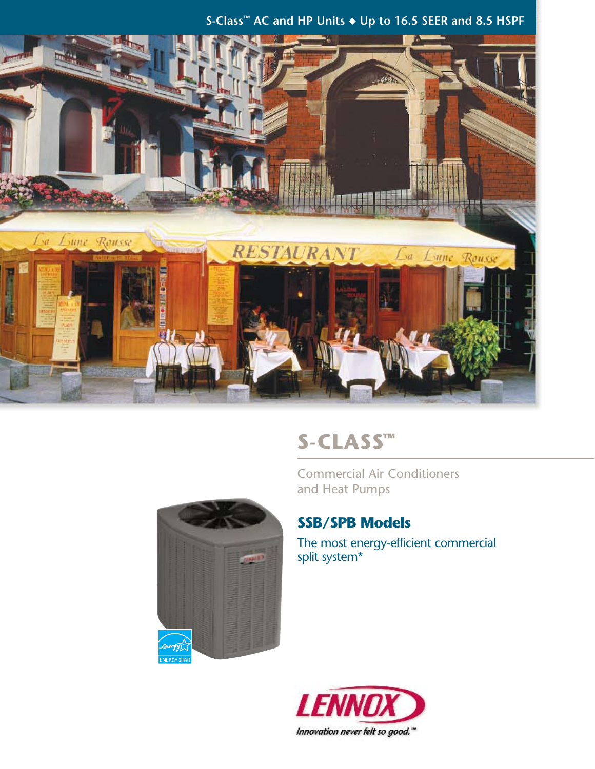S-Class™ AC and HP Units ◆ Up to 16.5 SEER and 8.5 HSPF

# S-CLASS™

Commercial Air Conditioners and Heat Pumps

## SSB/SPB Models

The most energy-efficient commercial split system*

LENNOX

*Innovation never felt so good.*™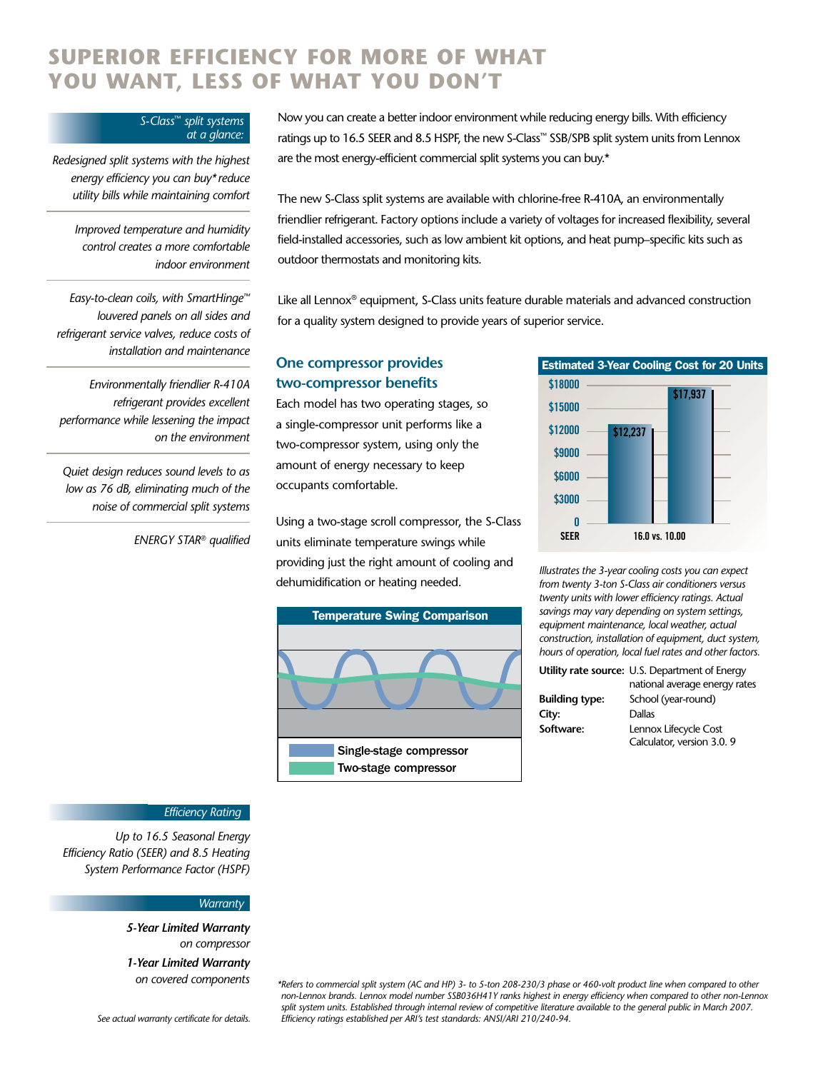# SUPERIOR EFFICIENCY FOR MORE OF WHAT YOU WANT, LESS OF WHAT YOU DON'T

*S-Class™ split systems at a glance:*

*Redesigned split systems with the highest energy efficiency you can buy\* reduce utility bills while maintaining comfort*

*Improved temperature and humidity control creates a more comfortable indoor environment*

*Easy-to-clean coils, with SmartHinge™ louvered panels on all sides and refrigerant service valves, reduce costs of installation and maintenance*

*Environmentally friendlier R-410A refrigerant provides excellent performance while lessening the impact on the environment*

*Quiet design reduces sound levels to as low as 76 dB, eliminating much of the noise of commercial split systems*

*ENERGY STAR® qualified*

Now you can create a better indoor environment while reducing energy bills. With efficiency ratings up to 16.5 SEER and 8.5 HSPF, the new S-Class™ SSB/SPB split system units from Lennox are the most energy-efficient commercial split systems you can buy.*

The new S-Class split systems are available with chlorine-free R-410A, an environmentally friendlier refrigerant. Factory options include a variety of voltages for increased flexibility, several field-installed accessories, such as low ambient kit options, and heat pump–specific kits such as outdoor thermostats and monitoring kits.

Like all Lennox® equipment, S-Class units feature durable materials and advanced construction for a quality system designed to provide years of superior service.

## One compressor provides two-compressor benefits

Each model has two operating stages, so a single-compressor unit performs like a two-compressor system, using only the amount of energy necessary to keep occupants comfortable.

Using a two-stage scroll compressor, the S-Class units eliminate temperature swings while providing just the right amount of cooling and dehumidification or heating needed.

**Temperature Swing Comparison**

- Single-stage compressor
- Two-stage compressor

**Estimated 3-Year Cooling Cost for 20 Units**

| SEER | 16.0 | 10.00 |
|---|---|---|
| Cost | $12,237 | $17,937 |

*Illustrates the 3-year cooling costs you can expect from twenty 3-ton S-Class air conditioners versus twenty units with lower efficiency ratings. Actual savings may vary depending on system settings, equipment maintenance, local weather, actual construction, installation of equipment, duct system, hours of operation, local fuel rates and other factors.*

| | |
|---|---|
| **Utility rate source:** | U.S. Department of Energy national average energy rates |
| **Building type:** | School (year-round) |
| **City:** | Dallas |
| **Software:** | Lennox Lifecycle Cost Calculator, version 3.0. 9 |

*Efficiency Rating*

*Up to 16.5 Seasonal Energy Efficiency Ratio (SEER) and 8.5 Heating System Performance Factor (HSPF)*

*Warranty*

***5-Year Limited Warranty*** *on compressor*

***1-Year Limited Warranty*** *on covered components*

*See actual warranty certificate for details.*

*\*Refers to commercial split system (AC and HP) 3- to 5-ton 208-230/3 phase or 460-volt product line when compared to other non-Lennox brands. Lennox model number SSB036H41Y ranks highest in energy efficiency when compared to other non-Lennox split system units. Established through internal review of competitive literature available to the general public in March 2007. Efficiency ratings established per ARI's test standards: ANSI/ARI 210/240-94.*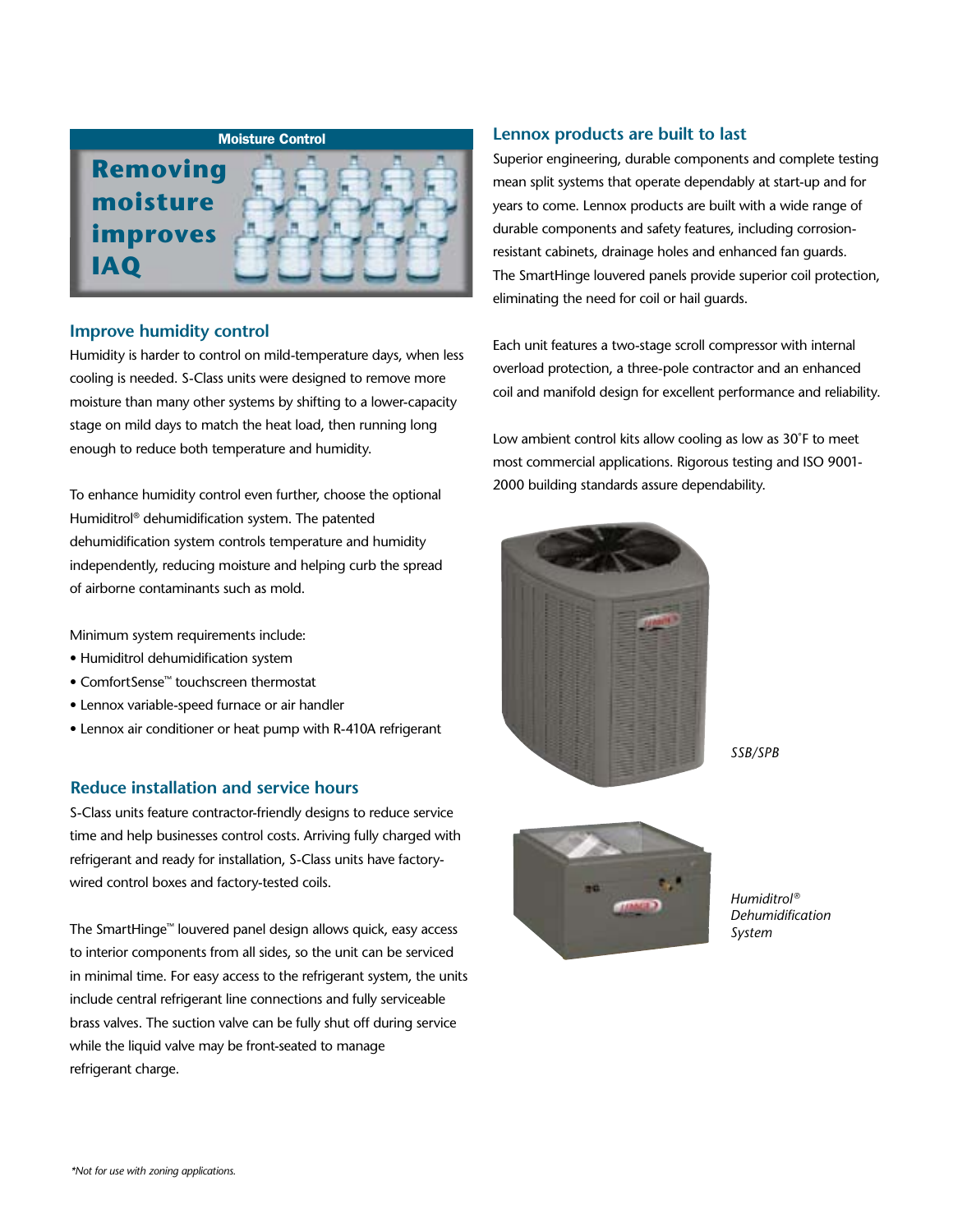**Moisture Control**

**Removing moisture improves IAQ**

## Improve humidity control

Humidity is harder to control on mild-temperature days, when less cooling is needed. S-Class units were designed to remove more moisture than many other systems by shifting to a lower-capacity stage on mild days to match the heat load, then running long enough to reduce both temperature and humidity.

To enhance humidity control even further, choose the optional Humiditrol® dehumidification system. The patented dehumidification system controls temperature and humidity independently, reducing moisture and helping curb the spread of airborne contaminants such as mold.

Minimum system requirements include:

- Humiditrol dehumidification system
- ComfortSense™ touchscreen thermostat
- Lennox variable-speed furnace or air handler
- Lennox air conditioner or heat pump with R-410A refrigerant

## Reduce installation and service hours

S-Class units feature contractor-friendly designs to reduce service time and help businesses control costs. Arriving fully charged with refrigerant and ready for installation, S-Class units have factory-wired control boxes and factory-tested coils.

The SmartHinge™ louvered panel design allows quick, easy access to interior components from all sides, so the unit can be serviced in minimal time. For easy access to the refrigerant system, the units include central refrigerant line connections and fully serviceable brass valves. The suction valve can be fully shut off during service while the liquid valve may be front-seated to manage refrigerant charge.

## Lennox products are built to last

Superior engineering, durable components and complete testing mean split systems that operate dependably at start-up and for years to come. Lennox products are built with a wide range of durable components and safety features, including corrosion-resistant cabinets, drainage holes and enhanced fan guards. The SmartHinge louvered panels provide superior coil protection, eliminating the need for coil or hail guards.

Each unit features a two-stage scroll compressor with internal overload protection, a three-pole contractor and an enhanced coil and manifold design for excellent performance and reliability.

Low ambient control kits allow cooling as low as 30˚F to meet most commercial applications. Rigorous testing and ISO 9001-2000 building standards assure dependability.

*SSB/SPB*

*Humiditrol® Dehumidification System*

*\*Not for use with zoning applications.*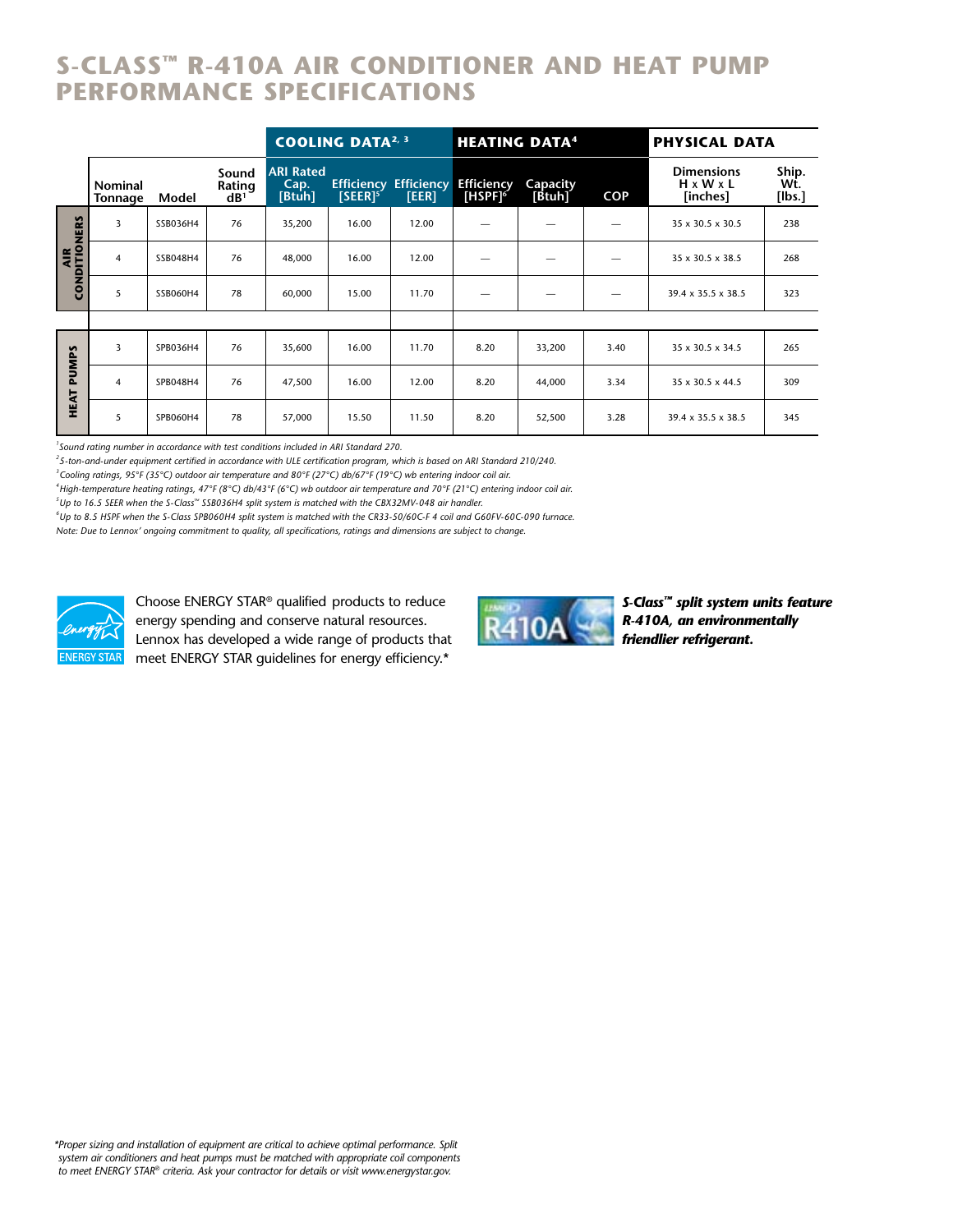# S-CLASS™ R-410A AIR CONDITIONER AND HEAT PUMP PERFORMANCE SPECIFICATIONS

| | | | | COOLING DATA[2, 3] | | | HEATING DATA[4] | | | PHYSICAL DATA | |
|---|---|---|---|---|---|---|---|---|---|---|---|
| | Nominal Tonnage | Model | Sound Rating dB[1] | ARI Rated Cap. [Btuh] | Efficiency [SEER][5] | Efficiency [EER] | Efficiency [HSPF][6] | Capacity [Btuh] | COP | Dimensions H x W x L [inches] | Ship. Wt. [lbs.] |
| AIR CONDITIONERS | 3 | SSB036H4 | 76 | 35,200 | 16.00 | 12.00 | — | — | — | 35 x 30.5 x 30.5 | 238 |
| | 4 | SSB048H4 | 76 | 48,000 | 16.00 | 12.00 | — | — | — | 35 x 30.5 x 38.5 | 268 |
| | 5 | SSB060H4 | 78 | 60,000 | 15.00 | 11.70 | — | — | — | 39.4 x 35.5 x 38.5 | 323 |
| HEAT PUMPS | 3 | SPB036H4 | 76 | 35,600 | 16.00 | 11.70 | 8.20 | 33,200 | 3.40 | 35 x 30.5 x 34.5 | 265 |
| | 4 | SPB048H4 | 76 | 47,500 | 16.00 | 12.00 | 8.20 | 44,000 | 3.34 | 35 x 30.5 x 44.5 | 309 |
| | 5 | SPB060H4 | 78 | 57,000 | 15.50 | 11.50 | 8.20 | 52,500 | 3.28 | 39.4 x 35.5 x 38.5 | 345 |

*[1]Sound rating number in accordance with test conditions included in ARI Standard 270.*
*[2]5-ton-and-under equipment certified in accordance with ULE certification program, which is based on ARI Standard 210/240.*
*[3]Cooling ratings, 95°F (35°C) outdoor air temperature and 80°F (27°C) db/67°F (19°C) wb entering indoor coil air.*
*[4]High-temperature heating ratings, 47°F (8°C) db/43°F (6°C) wb outdoor air temperature and 70°F (21°C) entering indoor coil air.*
*[5]Up to 16.5 SEER when the S-Class™ SSB036H4 split system is matched with the CBX32MV-048 air handler.*
*[6]Up to 8.5 HSPF when the S-Class SPB060H4 split system is matched with the CR33-50/60C-F 4 coil and G60FV-60C-090 furnace.*
*Note: Due to Lennox' ongoing commitment to quality, all specifications, ratings and dimensions are subject to change.*

Choose ENERGY STAR® qualified products to reduce energy spending and conserve natural resources. Lennox has developed a wide range of products that meet ENERGY STAR guidelines for energy efficiency.*

***S-Class™ split system units feature R-410A, an environmentally friendlier refrigerant.***

*\*Proper sizing and installation of equipment are critical to achieve optimal performance. Split system air conditioners and heat pumps must be matched with appropriate coil components to meet ENERGY STAR® criteria. Ask your contractor for details or visit www.energystar.gov.*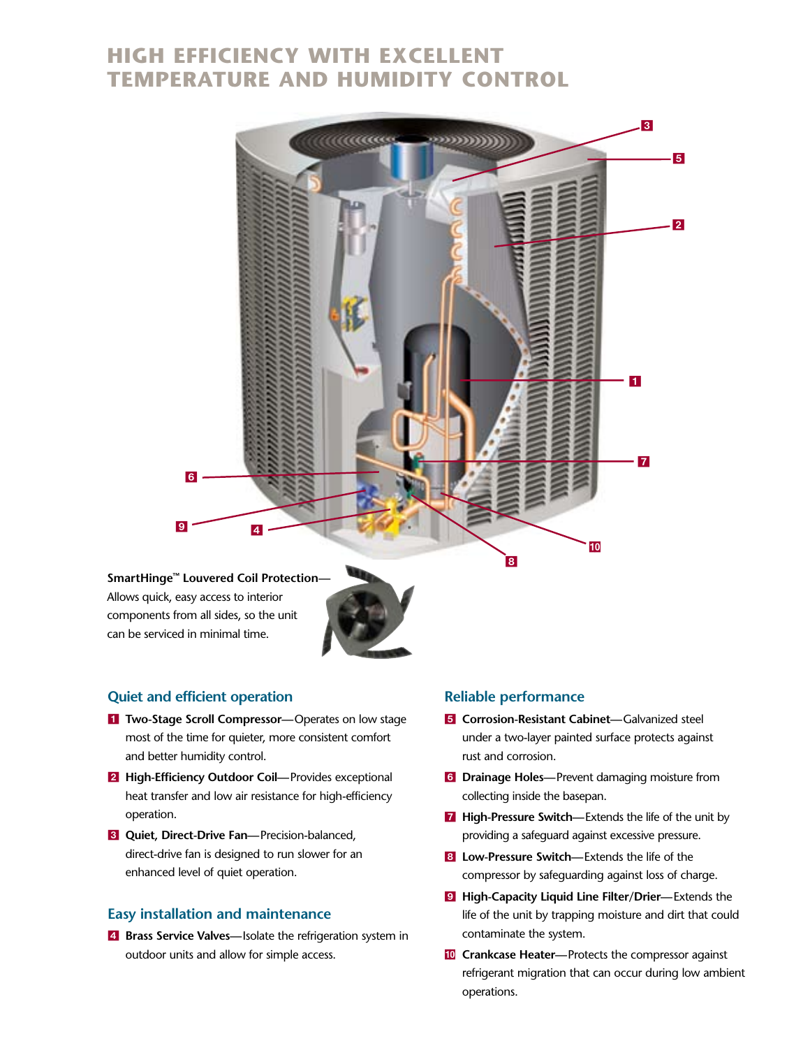# HIGH EFFICIENCY WITH EXCELLENT TEMPERATURE AND HUMIDITY CONTROL

**SmartHinge™ Louvered Coil Protection**—Allows quick, easy access to interior components from all sides, so the unit can be serviced in minimal time.

## Quiet and efficient operation

1. **Two-Stage Scroll Compressor**—Operates on low stage most of the time for quieter, more consistent comfort and better humidity control.
2. **High-Efficiency Outdoor Coil**—Provides exceptional heat transfer and low air resistance for high-efficiency operation.
3. **Quiet, Direct-Drive Fan**—Precision-balanced, direct-drive fan is designed to run slower for an enhanced level of quiet operation.

## Easy installation and maintenance

4. **Brass Service Valves**—Isolate the refrigeration system in outdoor units and allow for simple access.

## Reliable performance

5. **Corrosion-Resistant Cabinet**—Galvanized steel under a two-layer painted surface protects against rust and corrosion.
6. **Drainage Holes**—Prevent damaging moisture from collecting inside the basepan.
7. **High-Pressure Switch**—Extends the life of the unit by providing a safeguard against excessive pressure.
8. **Low-Pressure Switch**—Extends the life of the compressor by safeguarding against loss of charge.
9. **High-Capacity Liquid Line Filter/Drier**—Extends the life of the unit by trapping moisture and dirt that could contaminate the system.
10. **Crankcase Heater**—Protects the compressor against refrigerant migration that can occur during low ambient operations.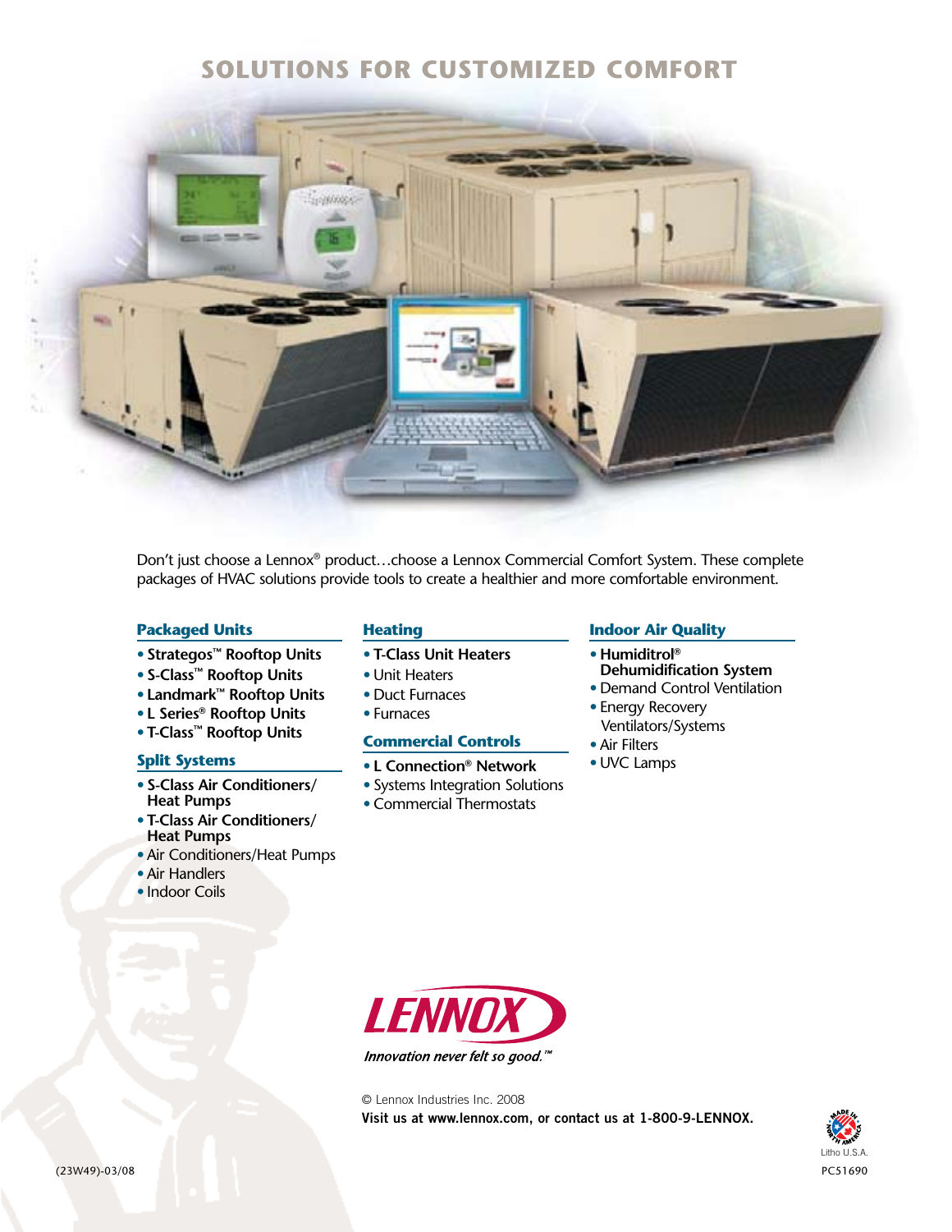# SOLUTIONS FOR CUSTOMIZED COMFORT

Don't just choose a Lennox® product…choose a Lennox Commercial Comfort System. These complete packages of HVAC solutions provide tools to create a healthier and more comfortable environment.

## Packaged Units

- **Strategos™ Rooftop Units**
- **S-Class™ Rooftop Units**
- **Landmark™ Rooftop Units**
- **L Series® Rooftop Units**
- **T-Class™ Rooftop Units**

## Split Systems

- **S-Class Air Conditioners/ Heat Pumps**
- **T-Class Air Conditioners/ Heat Pumps**
- Air Conditioners/Heat Pumps
- Air Handlers
- Indoor Coils

## Heating

- **T-Class Unit Heaters**
- Unit Heaters
- Duct Furnaces
- Furnaces

## Commercial Controls

- **L Connection® Network**
- Systems Integration Solutions
- Commercial Thermostats

## Indoor Air Quality

- **Humiditrol® Dehumidification System**
- Demand Control Ventilation
- Energy Recovery Ventilators/Systems
- Air Filters
- UVC Lamps

LENNOX

*Innovation never felt so good.™*

© Lennox Industries Inc. 2008

**Visit us at www.lennox.com, or contact us at 1-800-9-LENNOX.**

MADE IN NORTH AMERICA

Litho U.S.A.

(23W49)-03/08

PC51690